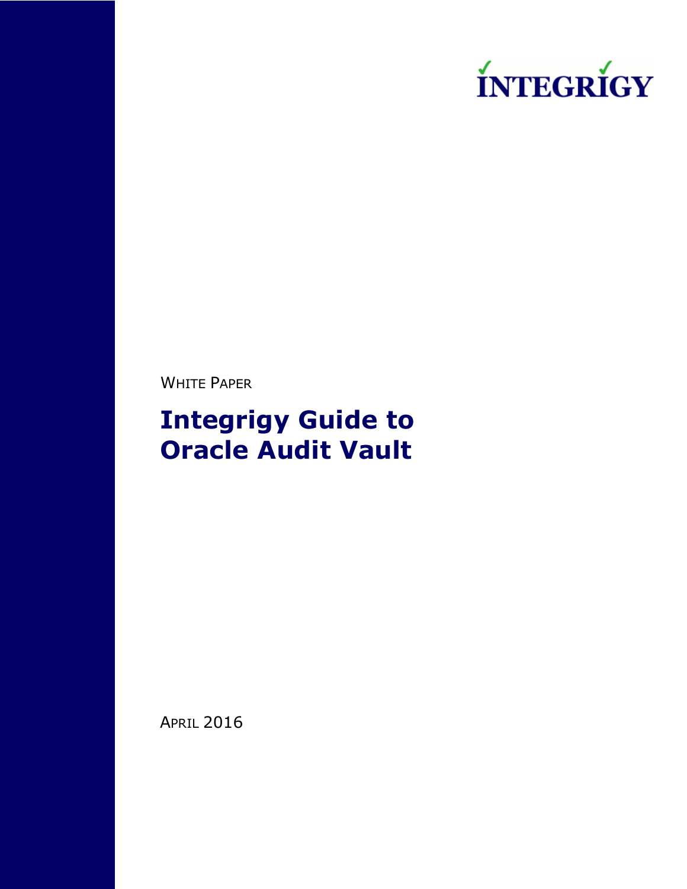INTEGRIGY

WHITE PAPER

# Integrigy Guide to Oracle Audit Vault

APRIL 2016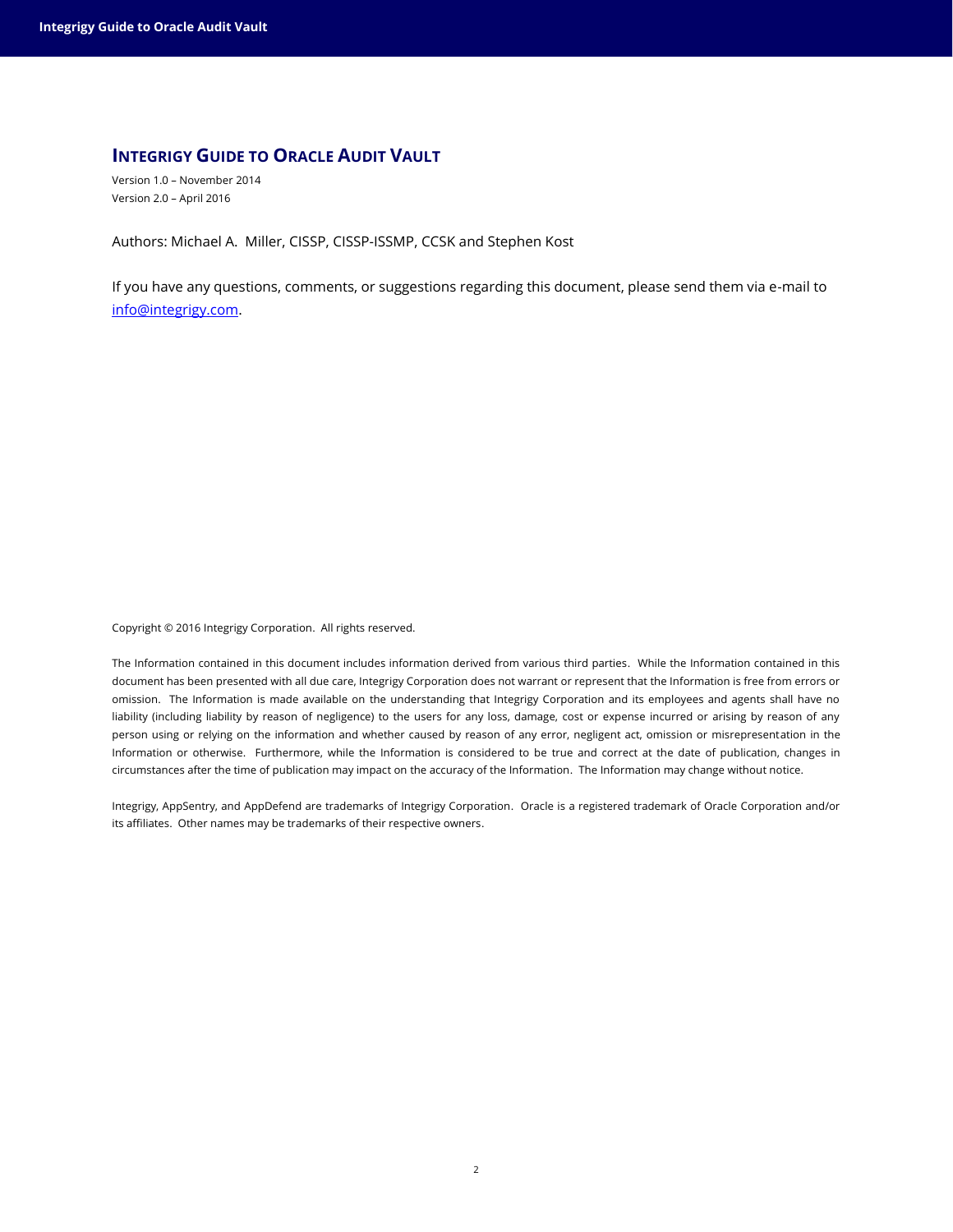# Integrigy Guide to Oracle Audit Vault

Version 1.0 – November 2014
Version 2.0 – April 2016

Authors: Michael A. Miller, CISSP, CISSP-ISSMP, CCSK and Stephen Kost

If you have any questions, comments, or suggestions regarding this document, please send them via e-mail to info@integrigy.com.

Copyright © 2016 Integrigy Corporation. All rights reserved.

The Information contained in this document includes information derived from various third parties. While the Information contained in this document has been presented with all due care, Integrigy Corporation does not warrant or represent that the Information is free from errors or omission. The Information is made available on the understanding that Integrigy Corporation and its employees and agents shall have no liability (including liability by reason of negligence) to the users for any loss, damage, cost or expense incurred or arising by reason of any person using or relying on the information and whether caused by reason of any error, negligent act, omission or misrepresentation in the Information or otherwise. Furthermore, while the Information is considered to be true and correct at the date of publication, changes in circumstances after the time of publication may impact on the accuracy of the Information. The Information may change without notice.

Integrigy, AppSentry, and AppDefend are trademarks of Integrigy Corporation. Oracle is a registered trademark of Oracle Corporation and/or its affiliates. Other names may be trademarks of their respective owners.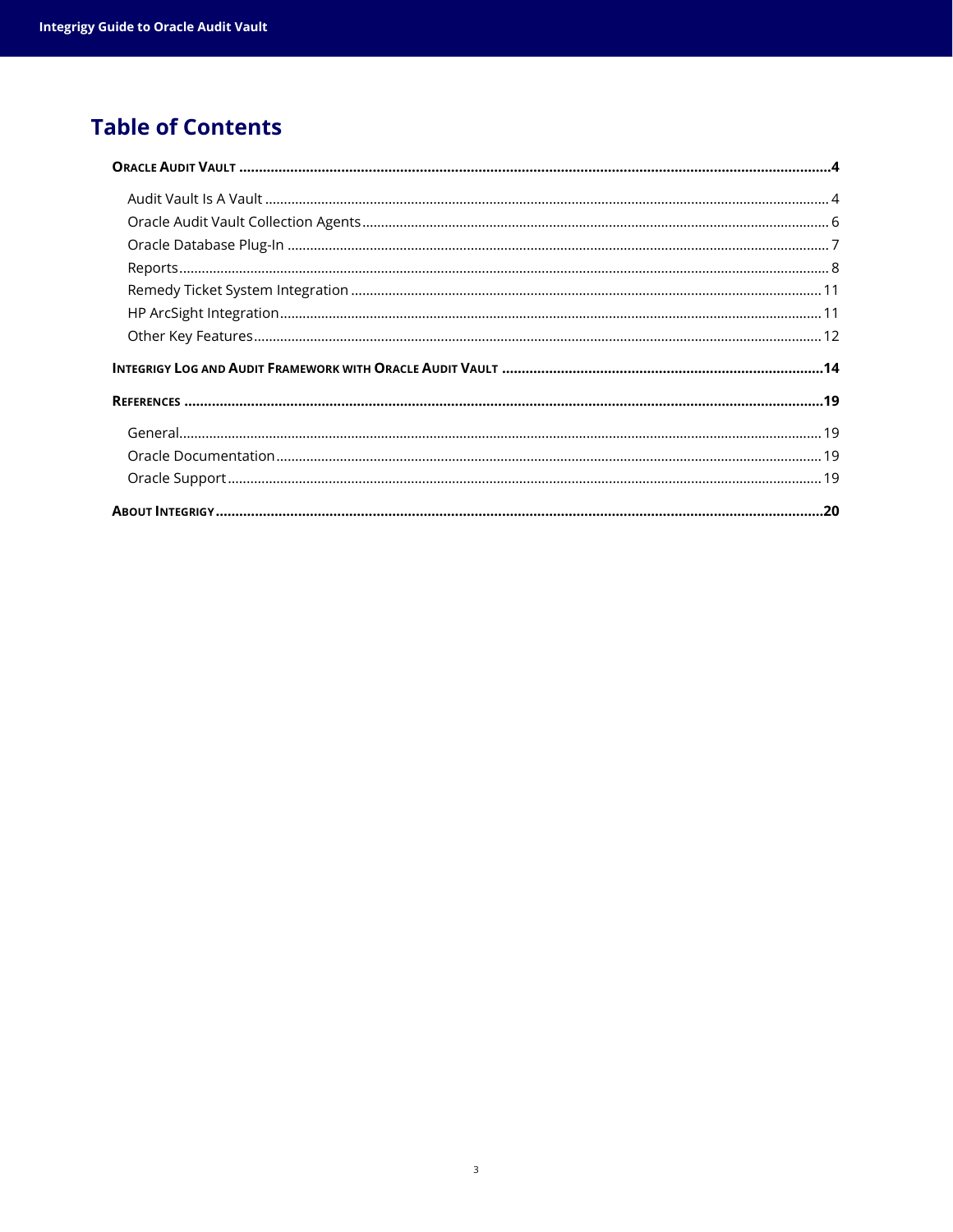# Table of Contents

**ORACLE AUDIT VAULT** .......... **4**

- Audit Vault Is A Vault .......... 4
- Oracle Audit Vault Collection Agents .......... 6
- Oracle Database Plug-In .......... 7
- Reports .......... 8
- Remedy Ticket System Integration .......... 11
- HP ArcSight Integration .......... 11
- Other Key Features .......... 12

**INTEGRIGY LOG AND AUDIT FRAMEWORK WITH ORACLE AUDIT VAULT** .......... **14**

**REFERENCES** .......... **19**

- General .......... 19
- Oracle Documentation .......... 19
- Oracle Support .......... 19

**ABOUT INTEGRIGY** .......... **20**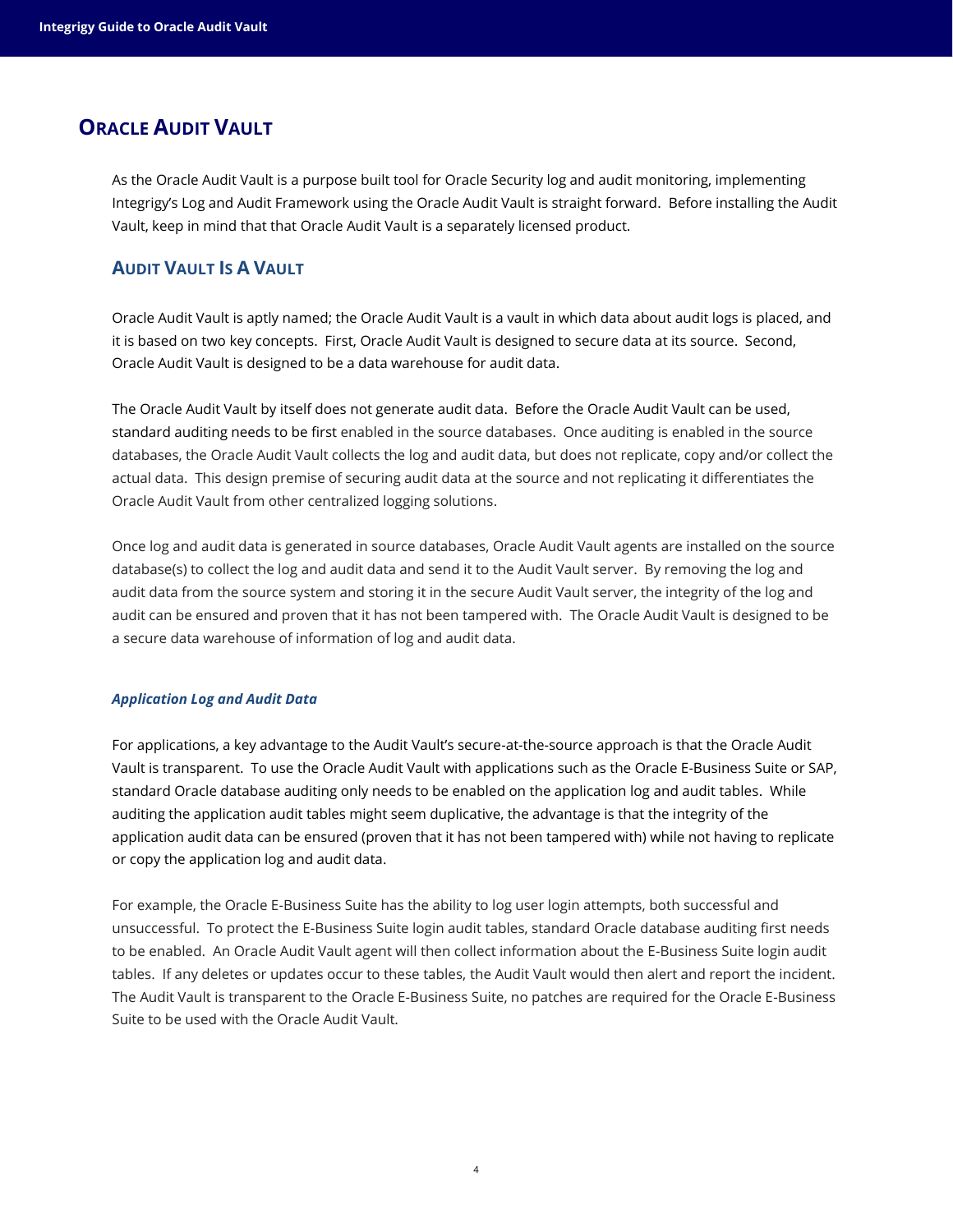# Oracle Audit Vault

As the Oracle Audit Vault is a purpose built tool for Oracle Security log and audit monitoring, implementing Integrigy's Log and Audit Framework using the Oracle Audit Vault is straight forward. Before installing the Audit Vault, keep in mind that that Oracle Audit Vault is a separately licensed product.

## Audit Vault Is A Vault

Oracle Audit Vault is aptly named; the Oracle Audit Vault is a vault in which data about audit logs is placed, and it is based on two key concepts. First, Oracle Audit Vault is designed to secure data at its source. Second, Oracle Audit Vault is designed to be a data warehouse for audit data.

The Oracle Audit Vault by itself does not generate audit data. Before the Oracle Audit Vault can be used, standard auditing needs to be first enabled in the source databases. Once auditing is enabled in the source databases, the Oracle Audit Vault collects the log and audit data, but does not replicate, copy and/or collect the actual data. This design premise of securing audit data at the source and not replicating it differentiates the Oracle Audit Vault from other centralized logging solutions.

Once log and audit data is generated in source databases, Oracle Audit Vault agents are installed on the source database(s) to collect the log and audit data and send it to the Audit Vault server. By removing the log and audit data from the source system and storing it in the secure Audit Vault server, the integrity of the log and audit can be ensured and proven that it has not been tampered with. The Oracle Audit Vault is designed to be a secure data warehouse of information of log and audit data.

### *Application Log and Audit Data*

For applications, a key advantage to the Audit Vault's secure-at-the-source approach is that the Oracle Audit Vault is transparent. To use the Oracle Audit Vault with applications such as the Oracle E-Business Suite or SAP, standard Oracle database auditing only needs to be enabled on the application log and audit tables. While auditing the application audit tables might seem duplicative, the advantage is that the integrity of the application audit data can be ensured (proven that it has not been tampered with) while not having to replicate or copy the application log and audit data.

For example, the Oracle E-Business Suite has the ability to log user login attempts, both successful and unsuccessful. To protect the E-Business Suite login audit tables, standard Oracle database auditing first needs to be enabled. An Oracle Audit Vault agent will then collect information about the E-Business Suite login audit tables. If any deletes or updates occur to these tables, the Audit Vault would then alert and report the incident. The Audit Vault is transparent to the Oracle E-Business Suite, no patches are required for the Oracle E-Business Suite to be used with the Oracle Audit Vault.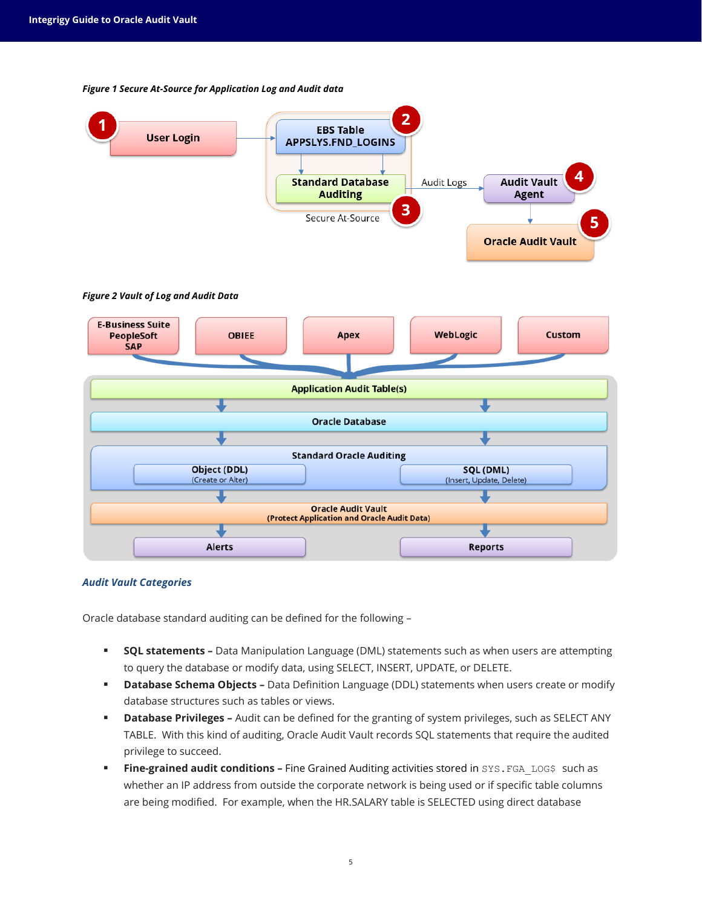*Figure 1 Secure At-Source for Application Log and Audit data*

*Figure 2 Vault of Log and Audit Data*

### *Audit Vault Categories*

Oracle database standard auditing can be defined for the following –

- **SQL statements –** Data Manipulation Language (DML) statements such as when users are attempting to query the database or modify data, using SELECT, INSERT, UPDATE, or DELETE.
- **Database Schema Objects –** Data Definition Language (DDL) statements when users create or modify database structures such as tables or views.
- **Database Privileges –** Audit can be defined for the granting of system privileges, such as SELECT ANY TABLE. With this kind of auditing, Oracle Audit Vault records SQL statements that require the audited privilege to succeed.
- **Fine-grained audit conditions –** Fine Grained Auditing activities stored in `SYS.FGA_LOG$` such as whether an IP address from outside the corporate network is being used or if specific table columns are being modified. For example, when the HR.SALARY table is SELECTED using direct database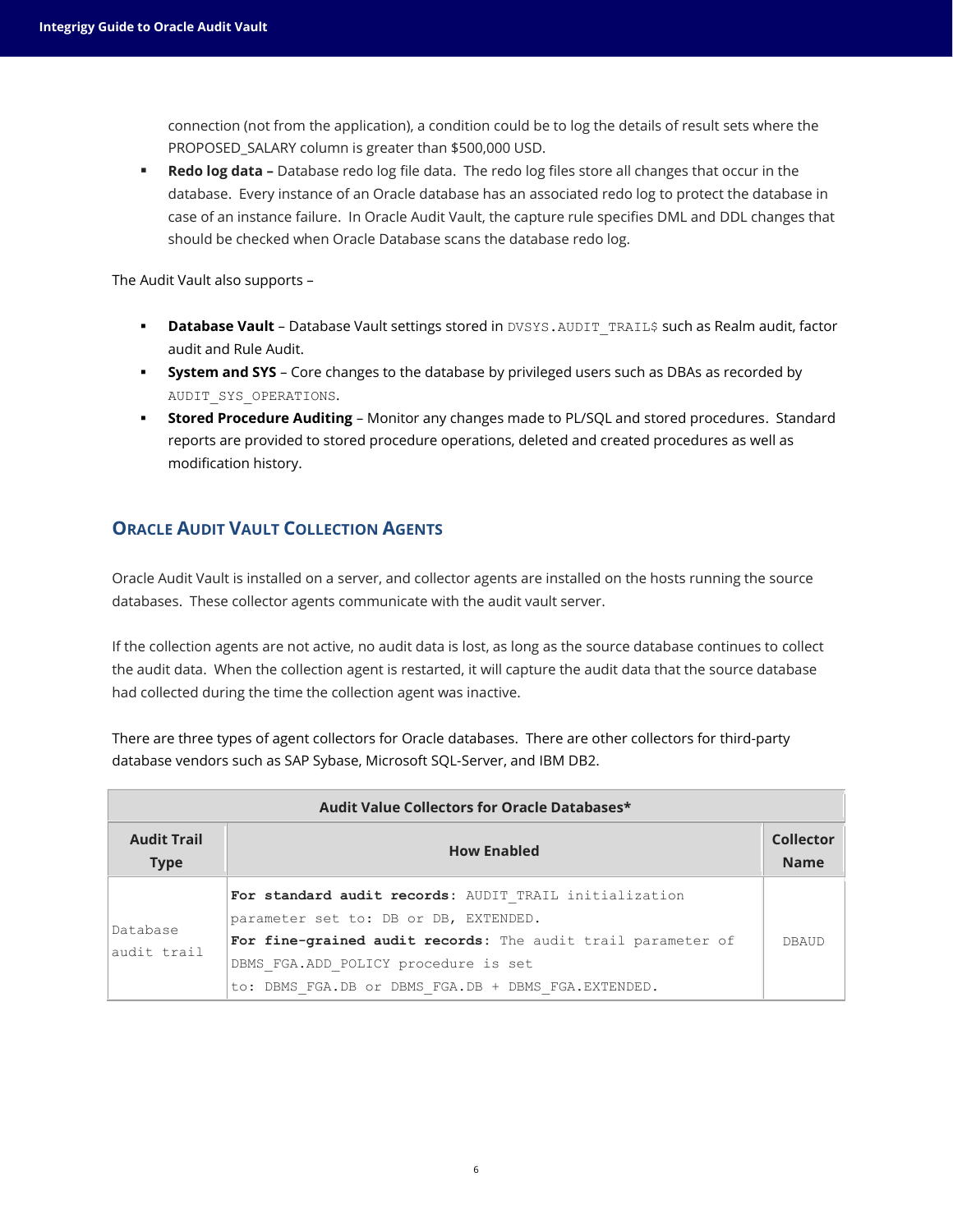connection (not from the application), a condition could be to log the details of result sets where the PROPOSED_SALARY column is greater than $500,000 USD.

- **Redo log data –** Database redo log file data. The redo log files store all changes that occur in the database. Every instance of an Oracle database has an associated redo log to protect the database in case of an instance failure. In Oracle Audit Vault, the capture rule specifies DML and DDL changes that should be checked when Oracle Database scans the database redo log.

The Audit Vault also supports –

- **Database Vault** – Database Vault settings stored in `DVSYS.AUDIT_TRAIL$` such as Realm audit, factor audit and Rule Audit.
- **System and SYS** – Core changes to the database by privileged users such as DBAs as recorded by `AUDIT_SYS_OPERATIONS`.
- **Stored Procedure Auditing** – Monitor any changes made to PL/SQL and stored procedures. Standard reports are provided to stored procedure operations, deleted and created procedures as well as modification history.

## Oracle Audit Vault Collection Agents

Oracle Audit Vault is installed on a server, and collector agents are installed on the hosts running the source databases. These collector agents communicate with the audit vault server.

If the collection agents are not active, no audit data is lost, as long as the source database continues to collect the audit data. When the collection agent is restarted, it will capture the audit data that the source database had collected during the time the collection agent was inactive.

There are three types of agent collectors for Oracle databases. There are other collectors for third-party database vendors such as SAP Sybase, Microsoft SQL-Server, and IBM DB2.

| Audit Value Collectors for Oracle Databases* | | |
|---|---|---|
| **Audit Trail Type** | **How Enabled** | **Collector Name** |
| Database audit trail | **For standard audit records:** AUDIT_TRAIL initialization parameter set to: DB or DB, EXTENDED.<br>**For fine-grained audit records:** The audit trail parameter of DBMS_FGA.ADD_POLICY procedure is set to: DBMS_FGA.DB or DBMS_FGA.DB + DBMS_FGA.EXTENDED. | DBAUD |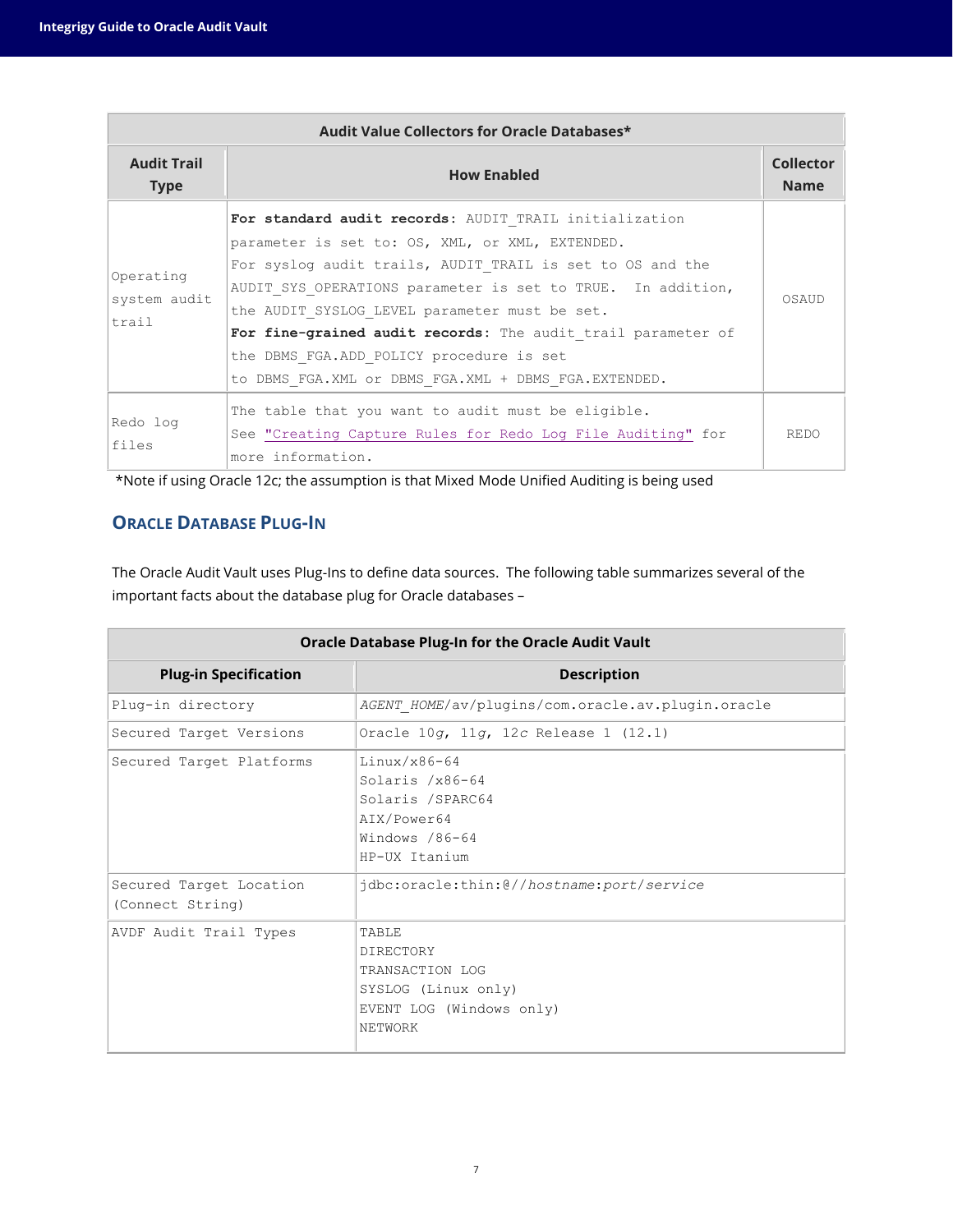| Audit Value Collectors for Oracle Databases* | | |
|---|---|---|
| **Audit Trail Type** | **How Enabled** | **Collector Name** |
| Operating system audit trail | **For standard audit records**: AUDIT_TRAIL initialization parameter is set to: OS, XML, or XML, EXTENDED.<br>For syslog audit trails, AUDIT_TRAIL is set to OS and the AUDIT_SYS_OPERATIONS parameter is set to TRUE. In addition, the AUDIT_SYSLOG_LEVEL parameter must be set.<br>**For fine-grained audit records**: The audit_trail parameter of the DBMS_FGA.ADD_POLICY procedure is set to DBMS_FGA.XML or DBMS_FGA.XML + DBMS_FGA.EXTENDED. | OSAUD |
| Redo log files | The table that you want to audit must be eligible. See "Creating Capture Rules for Redo Log File Auditing" for more information. | REDO |

*Note if using Oracle 12c; the assumption is that Mixed Mode Unified Auditing is being used

## Oracle Database Plug-In

The Oracle Audit Vault uses Plug-Ins to define data sources. The following table summarizes several of the important facts about the database plug for Oracle databases –

| Oracle Database Plug-In for the Oracle Audit Vault | |
|---|---|
| **Plug-in Specification** | **Description** |
| Plug-in directory | *AGENT_HOME*/av/plugins/com.oracle.av.plugin.oracle |
| Secured Target Versions | Oracle 10*g*, 11*g*, 12*c* Release 1 (12.1) |
| Secured Target Platforms | Linux/x86-64<br>Solaris /x86-64<br>Solaris /SPARC64<br>AIX/Power64<br>Windows /86-64<br>HP-UX Itanium |
| Secured Target Location (Connect String) | jdbc:oracle:thin:@//*hostname*:*port*/*service* |
| AVDF Audit Trail Types | TABLE<br>DIRECTORY<br>TRANSACTION LOG<br>SYSLOG (Linux only)<br>EVENT LOG (Windows only)<br>NETWORK |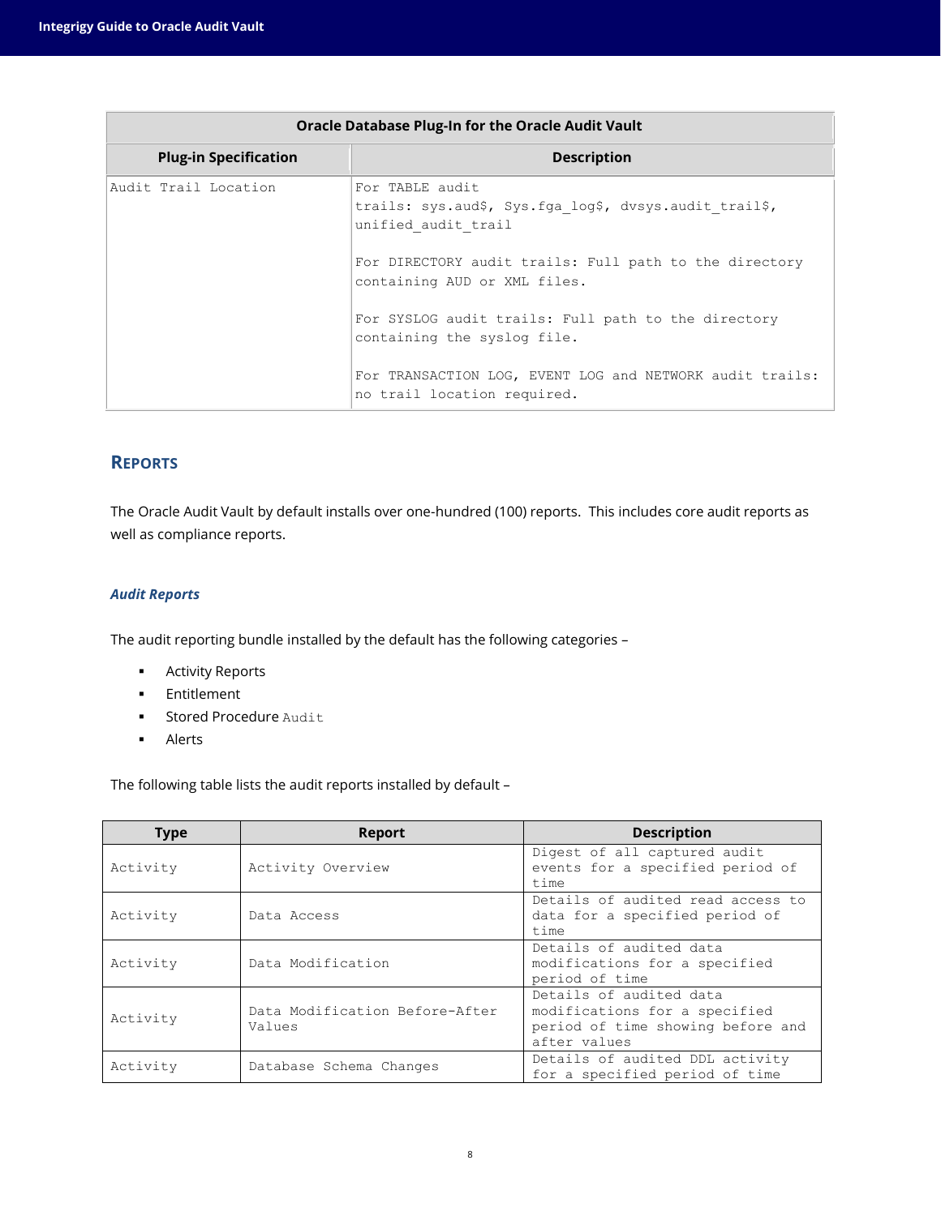| Oracle Database Plug-In for the Oracle Audit Vault | |
|---|---|
| **Plug-in Specification** | **Description** |
| Audit Trail Location | For TABLE audit trails: sys.aud$, Sys.fga_log$, dvsys.audit_trail$, unified_audit_trail<br><br>For DIRECTORY audit trails: Full path to the directory containing AUD or XML files.<br><br>For SYSLOG audit trails: Full path to the directory containing the syslog file.<br><br>For TRANSACTION LOG, EVENT LOG and NETWORK audit trails: no trail location required. |

## REPORTS

The Oracle Audit Vault by default installs over one-hundred (100) reports. This includes core audit reports as well as compliance reports.

### *Audit Reports*

The audit reporting bundle installed by the default has the following categories –

- Activity Reports
- Entitlement
- Stored Procedure Audit
- Alerts

The following table lists the audit reports installed by default –

| Type | Report | Description |
|---|---|---|
| Activity | Activity Overview | Digest of all captured audit events for a specified period of time |
| Activity | Data Access | Details of audited read access to data for a specified period of time |
| Activity | Data Modification | Details of audited data modifications for a specified period of time |
| Activity | Data Modification Before-After Values | Details of audited data modifications for a specified period of time showing before and after values |
| Activity | Database Schema Changes | Details of audited DDL activity for a specified period of time |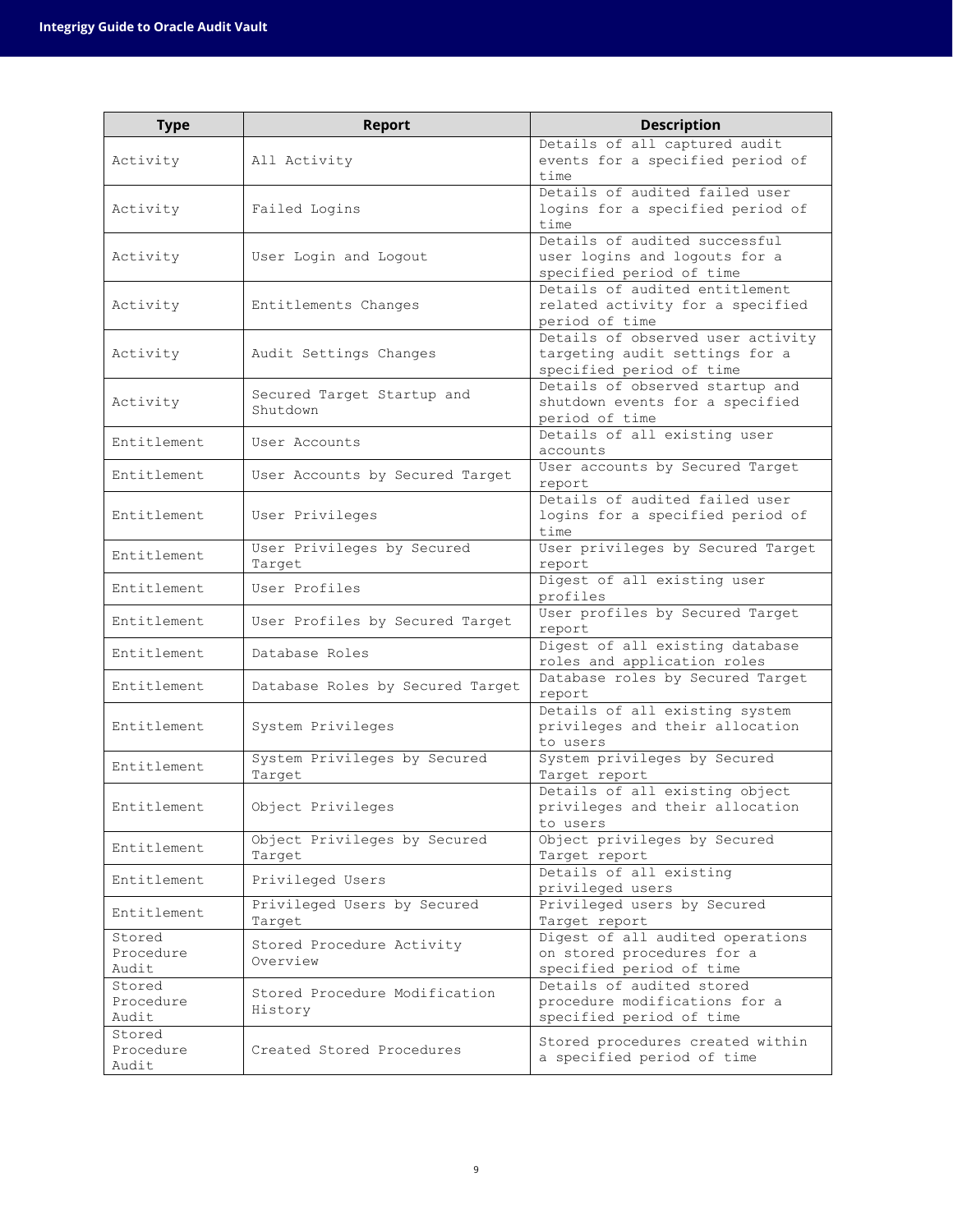| Type | Report | Description |
| --- | --- | --- |
| Activity | All Activity | Details of all captured audit events for a specified period of time |
| Activity | Failed Logins | Details of audited failed user logins for a specified period of time |
| Activity | User Login and Logout | Details of audited successful user logins and logouts for a specified period of time |
| Activity | Entitlements Changes | Details of audited entitlement related activity for a specified period of time |
| Activity | Audit Settings Changes | Details of observed user activity targeting audit settings for a specified period of time |
| Activity | Secured Target Startup and Shutdown | Details of observed startup and shutdown events for a specified period of time |
| Entitlement | User Accounts | Details of all existing user accounts |
| Entitlement | User Accounts by Secured Target | User accounts by Secured Target report |
| Entitlement | User Privileges | Details of audited failed user logins for a specified period of time |
| Entitlement | User Privileges by Secured Target | User privileges by Secured Target report |
| Entitlement | User Profiles | Digest of all existing user profiles |
| Entitlement | User Profiles by Secured Target | User profiles by Secured Target report |
| Entitlement | Database Roles | Digest of all existing database roles and application roles |
| Entitlement | Database Roles by Secured Target | Database roles by Secured Target report |
| Entitlement | System Privileges | Details of all existing system privileges and their allocation to users |
| Entitlement | System Privileges by Secured Target | System privileges by Secured Target report |
| Entitlement | Object Privileges | Details of all existing object privileges and their allocation to users |
| Entitlement | Object Privileges by Secured Target | Object privileges by Secured Target report |
| Entitlement | Privileged Users | Details of all existing privileged users |
| Entitlement | Privileged Users by Secured Target | Privileged users by Secured Target report |
| Stored Procedure Audit | Stored Procedure Activity Overview | Digest of all audited operations on stored procedures for a specified period of time |
| Stored Procedure Audit | Stored Procedure Modification History | Details of audited stored procedure modifications for a specified period of time |
| Stored Procedure Audit | Created Stored Procedures | Stored procedures created within a specified period of time |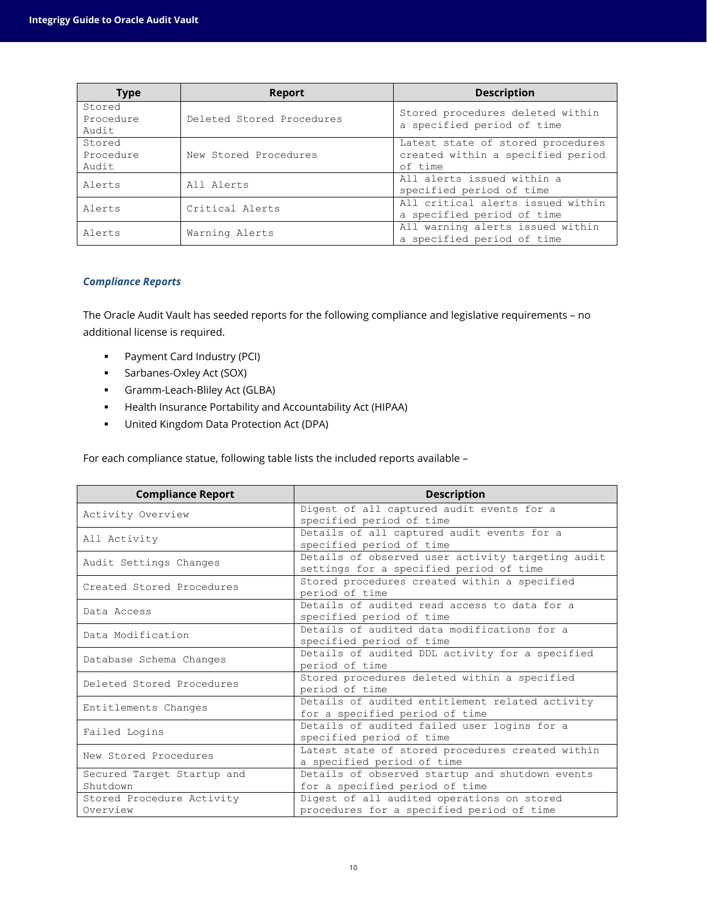| Type | Report | Description |
| --- | --- | --- |
| Stored Procedure Audit | Deleted Stored Procedures | Stored procedures deleted within a specified period of time |
| Stored Procedure Audit | New Stored Procedures | Latest state of stored procedures created within a specified period of time |
| Alerts | All Alerts | All alerts issued within a specified period of time |
| Alerts | Critical Alerts | All critical alerts issued within a specified period of time |
| Alerts | Warning Alerts | All warning alerts issued within a specified period of time |

### *Compliance Reports*

The Oracle Audit Vault has seeded reports for the following compliance and legislative requirements – no additional license is required.

- Payment Card Industry (PCI)
- Sarbanes-Oxley Act (SOX)
- Gramm-Leach-Bliley Act (GLBA)
- Health Insurance Portability and Accountability Act (HIPAA)
- United Kingdom Data Protection Act (DPA)

For each compliance statue, following table lists the included reports available –

| Compliance Report | Description |
| --- | --- |
| Activity Overview | Digest of all captured audit events for a specified period of time |
| All Activity | Details of all captured audit events for a specified period of time |
| Audit Settings Changes | Details of observed user activity targeting audit settings for a specified period of time |
| Created Stored Procedures | Stored procedures created within a specified period of time |
| Data Access | Details of audited read access to data for a specified period of time |
| Data Modification | Details of audited data modifications for a specified period of time |
| Database Schema Changes | Details of audited DDL activity for a specified period of time |
| Deleted Stored Procedures | Stored procedures deleted within a specified period of time |
| Entitlements Changes | Details of audited entitlement related activity for a specified period of time |
| Failed Logins | Details of audited failed user logins for a specified period of time |
| New Stored Procedures | Latest state of stored procedures created within a specified period of time |
| Secured Target Startup and Shutdown | Details of observed startup and shutdown events for a specified period of time |
| Stored Procedure Activity Overview | Digest of all audited operations on stored procedures for a specified period of time |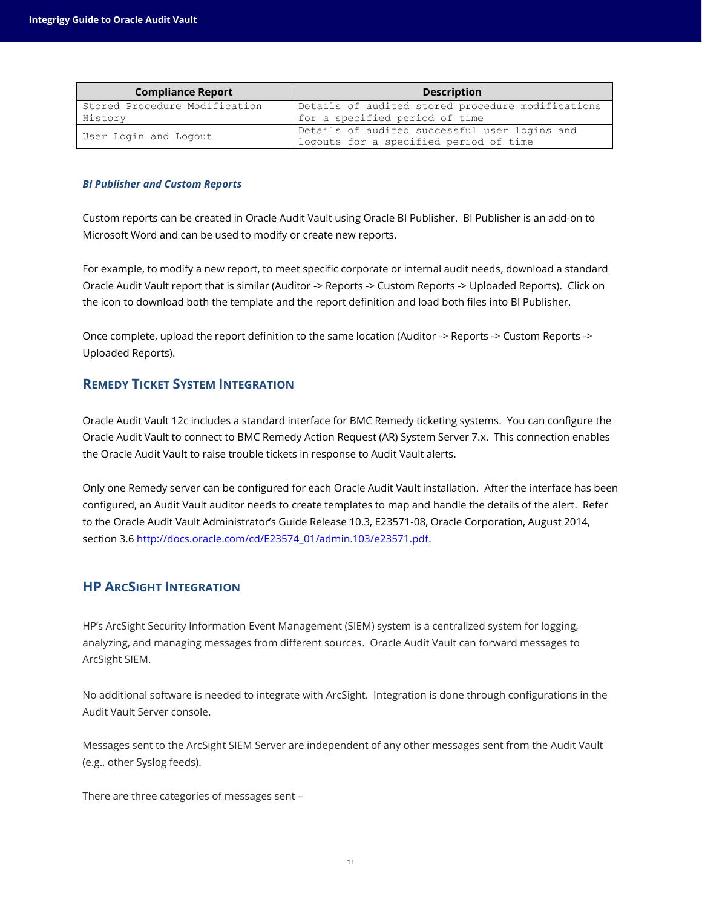| Compliance Report | Description |
|---|---|
| Stored Procedure Modification History | Details of audited stored procedure modifications for a specified period of time |
| User Login and Logout | Details of audited successful user logins and logouts for a specified period of time |

### *BI Publisher and Custom Reports*

Custom reports can be created in Oracle Audit Vault using Oracle BI Publisher. BI Publisher is an add-on to Microsoft Word and can be used to modify or create new reports.

For example, to modify a new report, to meet specific corporate or internal audit needs, download a standard Oracle Audit Vault report that is similar (Auditor -> Reports -> Custom Reports -> Uploaded Reports). Click on the icon to download both the template and the report definition and load both files into BI Publisher.

Once complete, upload the report definition to the same location (Auditor -> Reports -> Custom Reports -> Uploaded Reports).

## Remedy Ticket System Integration

Oracle Audit Vault 12c includes a standard interface for BMC Remedy ticketing systems. You can configure the Oracle Audit Vault to connect to BMC Remedy Action Request (AR) System Server 7.x. This connection enables the Oracle Audit Vault to raise trouble tickets in response to Audit Vault alerts.

Only one Remedy server can be configured for each Oracle Audit Vault installation. After the interface has been configured, an Audit Vault auditor needs to create templates to map and handle the details of the alert. Refer to the Oracle Audit Vault Administrator's Guide Release 10.3, E23571-08, Oracle Corporation, August 2014, section 3.6 [http://docs.oracle.com/cd/E23574_01/admin.103/e23571.pdf](http://docs.oracle.com/cd/E23574_01/admin.103/e23571.pdf).

## HP ArcSight Integration

HP's ArcSight Security Information Event Management (SIEM) system is a centralized system for logging, analyzing, and managing messages from different sources. Oracle Audit Vault can forward messages to ArcSight SIEM.

No additional software is needed to integrate with ArcSight. Integration is done through configurations in the Audit Vault Server console.

Messages sent to the ArcSight SIEM Server are independent of any other messages sent from the Audit Vault (e.g., other Syslog feeds).

There are three categories of messages sent –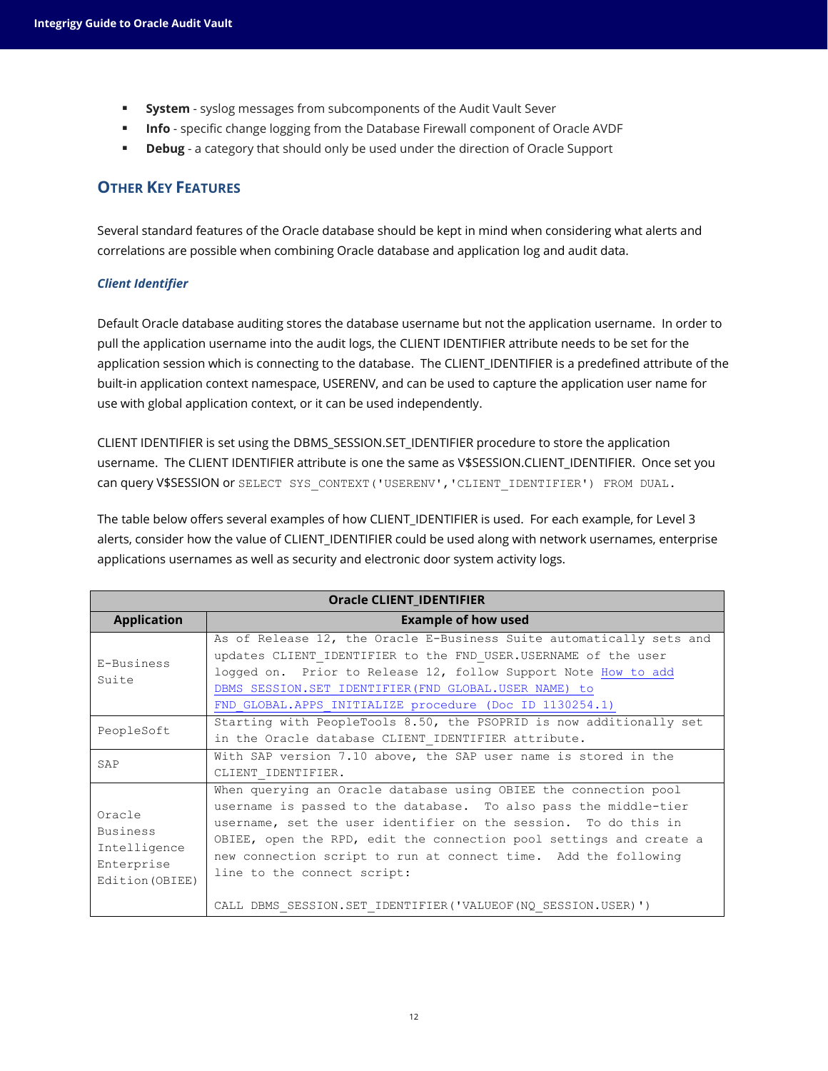- **System** - syslog messages from subcomponents of the Audit Vault Sever
- **Info** - specific change logging from the Database Firewall component of Oracle AVDF
- **Debug** - a category that should only be used under the direction of Oracle Support

## Other Key Features

Several standard features of the Oracle database should be kept in mind when considering what alerts and correlations are possible when combining Oracle database and application log and audit data.

### *Client Identifier*

Default Oracle database auditing stores the database username but not the application username. In order to pull the application username into the audit logs, the CLIENT IDENTIFIER attribute needs to be set for the application session which is connecting to the database. The CLIENT_IDENTIFIER is a predefined attribute of the built-in application context namespace, USERENV, and can be used to capture the application user name for use with global application context, or it can be used independently.

CLIENT IDENTIFIER is set using the DBMS_SESSION.SET_IDENTIFIER procedure to store the application username. The CLIENT IDENTIFIER attribute is one the same as V$SESSION.CLIENT_IDENTIFIER. Once set you can query V$SESSION or `SELECT SYS_CONTEXT('USERENV','CLIENT_IDENTIFIER') FROM DUAL.`

The table below offers several examples of how CLIENT_IDENTIFIER is used. For each example, for Level 3 alerts, consider how the value of CLIENT_IDENTIFIER could be used along with network usernames, enterprise applications usernames as well as security and electronic door system activity logs.

| Oracle CLIENT_IDENTIFIER | |
|---|---|
| **Application** | **Example of how used** |
| E-Business Suite | As of Release 12, the Oracle E-Business Suite automatically sets and updates CLIENT_IDENTIFIER to the FND_USER.USERNAME of the user logged on. Prior to Release 12, follow Support Note How to add DBMS_SESSION.SET_IDENTIFIER(FND_GLOBAL.USER_NAME) to FND_GLOBAL.APPS_INITIALIZE procedure (Doc ID 1130254.1) |
| PeopleSoft | Starting with PeopleTools 8.50, the PSOPRID is now additionally set in the Oracle database CLIENT_IDENTIFIER attribute. |
| SAP | With SAP version 7.10 above, the SAP user name is stored in the CLIENT_IDENTIFIER. |
| Oracle Business Intelligence Enterprise Edition(OBIEE) | When querying an Oracle database using OBIEE the connection pool username is passed to the database. To also pass the middle-tier username, set the user identifier on the session. To do this in OBIEE, open the RPD, edit the connection pool settings and create a new connection script to run at connect time. Add the following line to the connect script: `CALL DBMS_SESSION.SET_IDENTIFIER('VALUEOF(NQ_SESSION.USER)')` |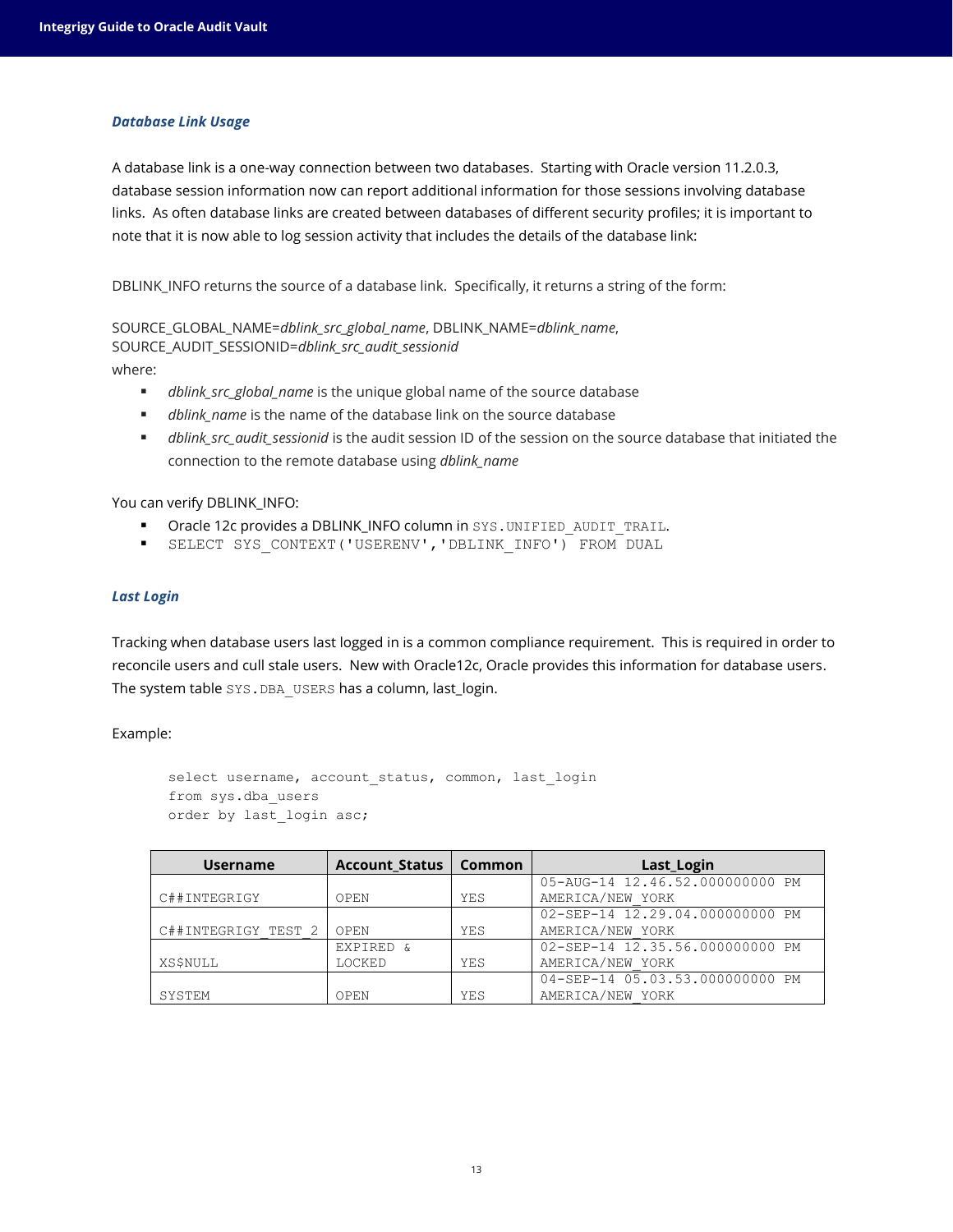### *Database Link Usage*

A database link is a one-way connection between two databases. Starting with Oracle version 11.2.0.3, database session information now can report additional information for those sessions involving database links. As often database links are created between databases of different security profiles; it is important to note that it is now able to log session activity that includes the details of the database link:

DBLINK_INFO returns the source of a database link. Specifically, it returns a string of the form:

SOURCE_GLOBAL_NAME=*dblink_src_global_name*, DBLINK_NAME=*dblink_name*, SOURCE_AUDIT_SESSIONID=*dblink_src_audit_sessionid*

where:

- *dblink_src_global_name* is the unique global name of the source database
- *dblink_name* is the name of the database link on the source database
- *dblink_src_audit_sessionid* is the audit session ID of the session on the source database that initiated the connection to the remote database using *dblink_name*

You can verify DBLINK_INFO:

- Oracle 12c provides a DBLINK_INFO column in `SYS.UNIFIED_AUDIT_TRAIL`.
- `SELECT SYS_CONTEXT('USERENV','DBLINK_INFO') FROM DUAL`

### *Last Login*

Tracking when database users last logged in is a common compliance requirement. This is required in order to reconcile users and cull stale users. New with Oracle12c, Oracle provides this information for database users. The system table `SYS.DBA_USERS` has a column, last_login.

Example:

```
select username, account_status, common, last_login
from sys.dba_users
order by last_login asc;
```

| Username | Account_Status | Common | Last_Login |
|---|---|---|---|
| C##INTEGRIGY | OPEN | YES | 05-AUG-14 12.46.52.000000000 PM AMERICA/NEW_YORK |
| C##INTEGRIGY_TEST_2 | OPEN | YES | 02-SEP-14 12.29.04.000000000 PM AMERICA/NEW_YORK |
| XS$NULL | EXPIRED & LOCKED | YES | 02-SEP-14 12.35.56.000000000 PM AMERICA/NEW_YORK |
| SYSTEM | OPEN | YES | 04-SEP-14 05.03.53.000000000 PM AMERICA/NEW_YORK |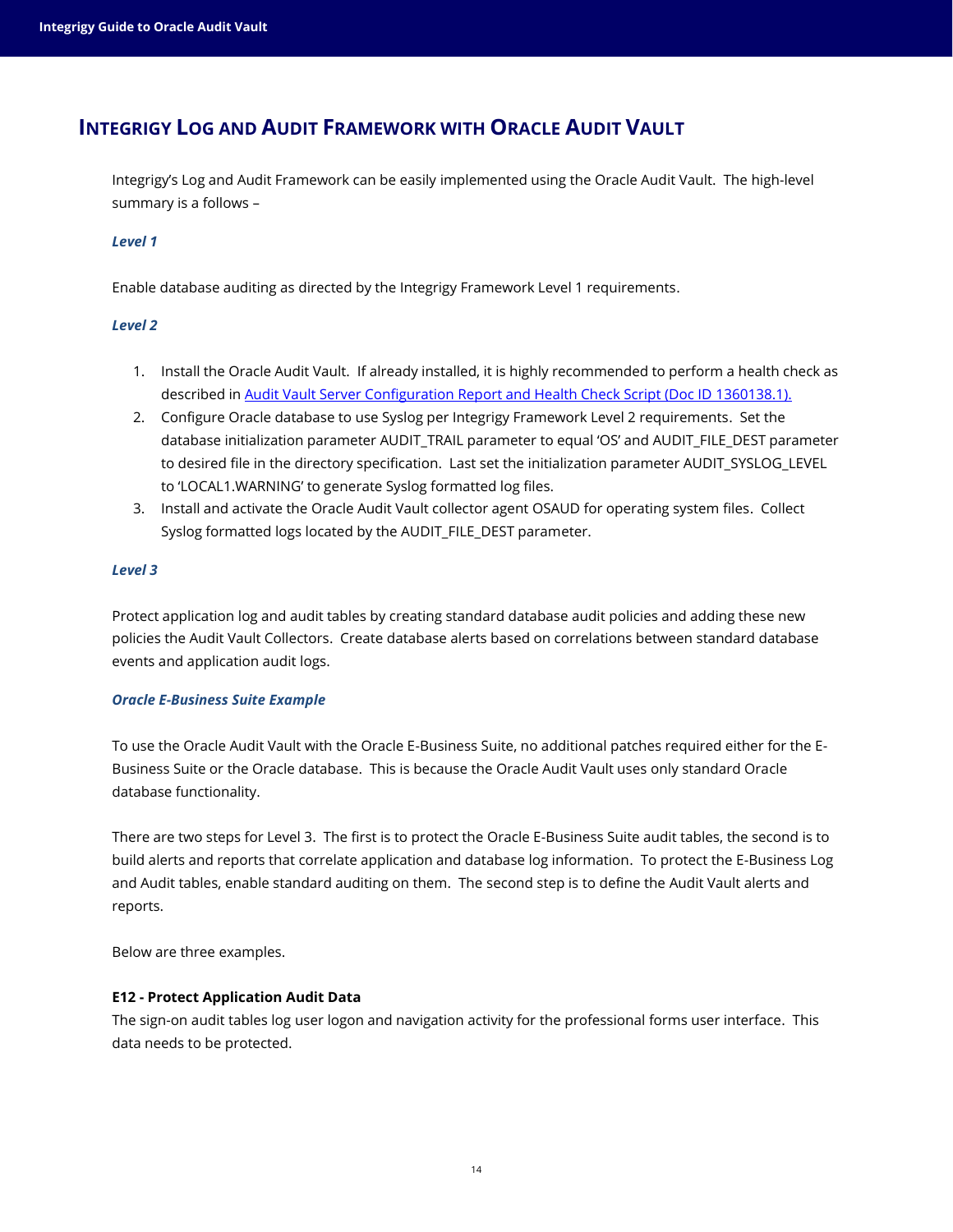## INTEGRIGY LOG AND AUDIT FRAMEWORK WITH ORACLE AUDIT VAULT

Integrigy's Log and Audit Framework can be easily implemented using the Oracle Audit Vault. The high-level summary is a follows –

***Level 1***

Enable database auditing as directed by the Integrigy Framework Level 1 requirements.

***Level 2***

1. Install the Oracle Audit Vault. If already installed, it is highly recommended to perform a health check as described in [Audit Vault Server Configuration Report and Health Check Script (Doc ID 1360138.1).]()
2. Configure Oracle database to use Syslog per Integrigy Framework Level 2 requirements. Set the database initialization parameter AUDIT_TRAIL parameter to equal 'OS' and AUDIT_FILE_DEST parameter to desired file in the directory specification. Last set the initialization parameter AUDIT_SYSLOG_LEVEL to 'LOCAL1.WARNING' to generate Syslog formatted log files.
3. Install and activate the Oracle Audit Vault collector agent OSAUD for operating system files. Collect Syslog formatted logs located by the AUDIT_FILE_DEST parameter.

***Level 3***

Protect application log and audit tables by creating standard database audit policies and adding these new policies the Audit Vault Collectors. Create database alerts based on correlations between standard database events and application audit logs.

***Oracle E-Business Suite Example***

To use the Oracle Audit Vault with the Oracle E-Business Suite, no additional patches required either for the E-Business Suite or the Oracle database. This is because the Oracle Audit Vault uses only standard Oracle database functionality.

There are two steps for Level 3. The first is to protect the Oracle E-Business Suite audit tables, the second is to build alerts and reports that correlate application and database log information. To protect the E-Business Log and Audit tables, enable standard auditing on them. The second step is to define the Audit Vault alerts and reports.

Below are three examples.

**E12 - Protect Application Audit Data**

The sign-on audit tables log user logon and navigation activity for the professional forms user interface. This data needs to be protected.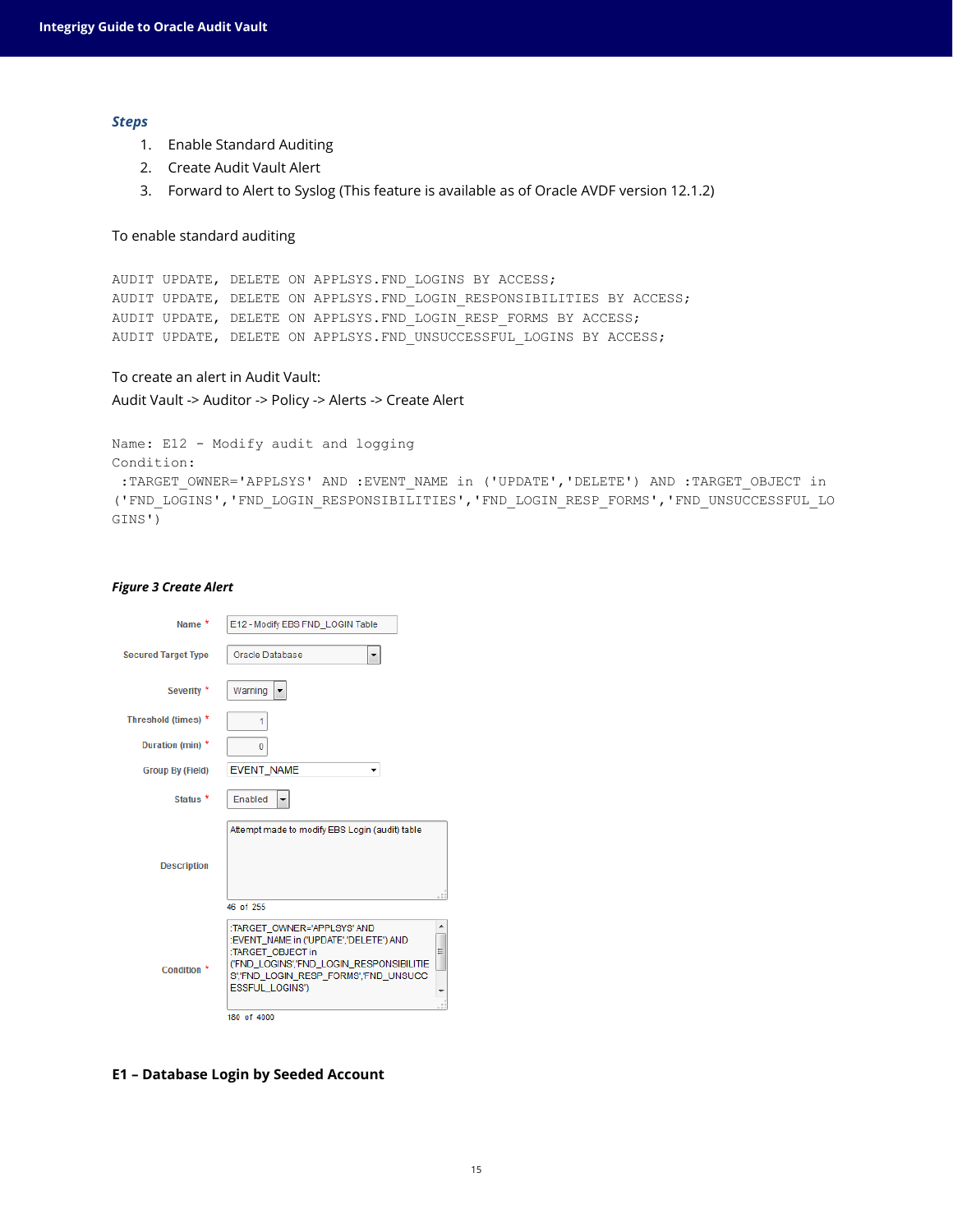### *Steps*

1. Enable Standard Auditing
2. Create Audit Vault Alert
3. Forward to Alert to Syslog (This feature is available as of Oracle AVDF version 12.1.2)

To enable standard auditing

```
AUDIT UPDATE, DELETE ON APPLSYS.FND_LOGINS BY ACCESS;
AUDIT UPDATE, DELETE ON APPLSYS.FND_LOGIN_RESPONSIBILITIES BY ACCESS;
AUDIT UPDATE, DELETE ON APPLSYS.FND_LOGIN_RESP_FORMS BY ACCESS;
AUDIT UPDATE, DELETE ON APPLSYS.FND_UNSUCCESSFUL_LOGINS BY ACCESS;
```

To create an alert in Audit Vault:
Audit Vault -> Auditor -> Policy -> Alerts -> Create Alert

```
Name: E12 - Modify audit and logging
Condition:
 :TARGET_OWNER='APPLSYS' AND :EVENT_NAME in ('UPDATE','DELETE') AND :TARGET_OBJECT in
('FND_LOGINS','FND_LOGIN_RESPONSIBILITIES','FND_LOGIN_RESP_FORMS','FND_UNSUCCESSFUL_LO
GINS')
```

***Figure 3 Create Alert***

| Field | Value |
| --- | --- |
| Name * | E12 - Modify EBS FND_LOGIN Table |
| Secured Target Type | Oracle Database |
| Severity * | Warning |
| Threshold (times) * | 1 |
| Duration (min) * | 0 |
| Group By (Field) | EVENT_NAME |
| Status * | Enabled |
| Description | Attempt made to modify EBS Login (audit) table (46 of 255) |
| Condition * | :TARGET_OWNER='APPLSYS' AND :EVENT_NAME in ('UPDATE','DELETE') AND :TARGET_OBJECT in ('FND_LOGINS','FND_LOGIN_RESPONSIBILITIES','FND_LOGIN_RESP_FORMS','FND_UNSUCCESSFUL_LOGINS') (180 of 4000) |

### E1 – Database Login by Seeded Account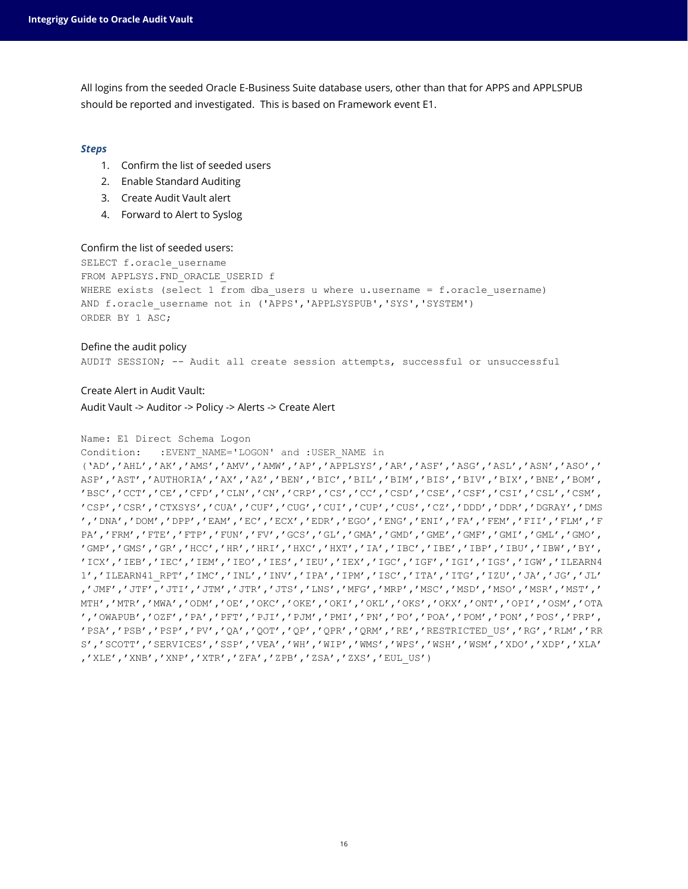All logins from the seeded Oracle E-Business Suite database users, other than that for APPS and APPLSPUB should be reported and investigated. This is based on Framework event E1.

### *Steps*

1. Confirm the list of seeded users
2. Enable Standard Auditing
3. Create Audit Vault alert
4. Forward to Alert to Syslog

Confirm the list of seeded users:

```
SELECT f.oracle_username
FROM APPLSYS.FND_ORACLE_USERID f
WHERE exists (select 1 from dba_users u where u.username = f.oracle_username)
AND f.oracle_username not in ('APPS','APPLSYSPUB','SYS','SYSTEM')
ORDER BY 1 ASC;
```

Define the audit policy

```
AUDIT SESSION; -- Audit all create session attempts, successful or unsuccessful
```

Create Alert in Audit Vault:

Audit Vault -> Auditor -> Policy -> Alerts -> Create Alert

```
Name: E1 Direct Schema Logon
Condition:   :EVENT_NAME='LOGON' and :USER_NAME in
('AD','AHL','AK','AMS','AMV','AMW','AP','APPLSYS','AR','ASF','ASG','ASL','ASN','ASO','
ASP','AST','AUTHORIA','AX','AZ','BEN','BIC','BIL','BIM','BIS','BIV','BIX','BNE','BOM',
'BSC','CCT','CE','CFD','CLN','CN','CRP','CS','CC','CSD','CSE','CSF','CSI','CSL','CSM',
'CSP','CSR','CTXSYS','CUA','CUF','CUG','CUI','CUP','CUS','CZ','DDD','DDR','DGRAY','DMS
','DNA','DOM','DPP','EAM','EC','ECX','EDR','EGO','ENG','ENI','FA','FEM','FII','FLM','F
PA','FRM','FTE','FTP','FUN','FV','GCS','GL','GMA','GMD','GME','GMF','GMI','GML','GMO',
'GMP','GMS','GR','HCC','HR','HRI','HXC','HXT','IA','IBC','IBE','IBP','IBU','IBW','BY',
'ICX','IEB','IEC','IEM','IEO','IES','IEU','IEX','IGC','IGF','IGI','IGS','IGW','ILEARN4
1','ILEARN41_RPT','IMC','INL','INV','IPA','IPM','ISC','ITA','ITG','IZU','JA','JG','JL'
,'JMF','JTF','JTI','JTM','JTR','JTS','LNS','MFG','MRP','MSC','MSD','MSO','MSR','MST','
MTH','MTR','MWA','ODM','OE','OKC','OKE','OKI','OKL','OKS','OKX','ONT','OPI','OSM','OTA
','OWAPUB','OZF','PA','PFT','PJI','PJM','PMI','PN','PO','POA','POM','PON','POS','PRP',
'PSA','PSB','PSP','PV','QA','QOT','QP','QPR','QRM','RE','RESTRICTED_US','RG','RLM','RR
S','SCOTT','SERVICES','SSP','VEA','WH','WIP','WMS','WPS','WSH','WSM','XDO','XDP','XLA'
,'XLE','XNB','XNP','XTR','ZFA','ZPB','ZSA','ZXS','EUL_US')
```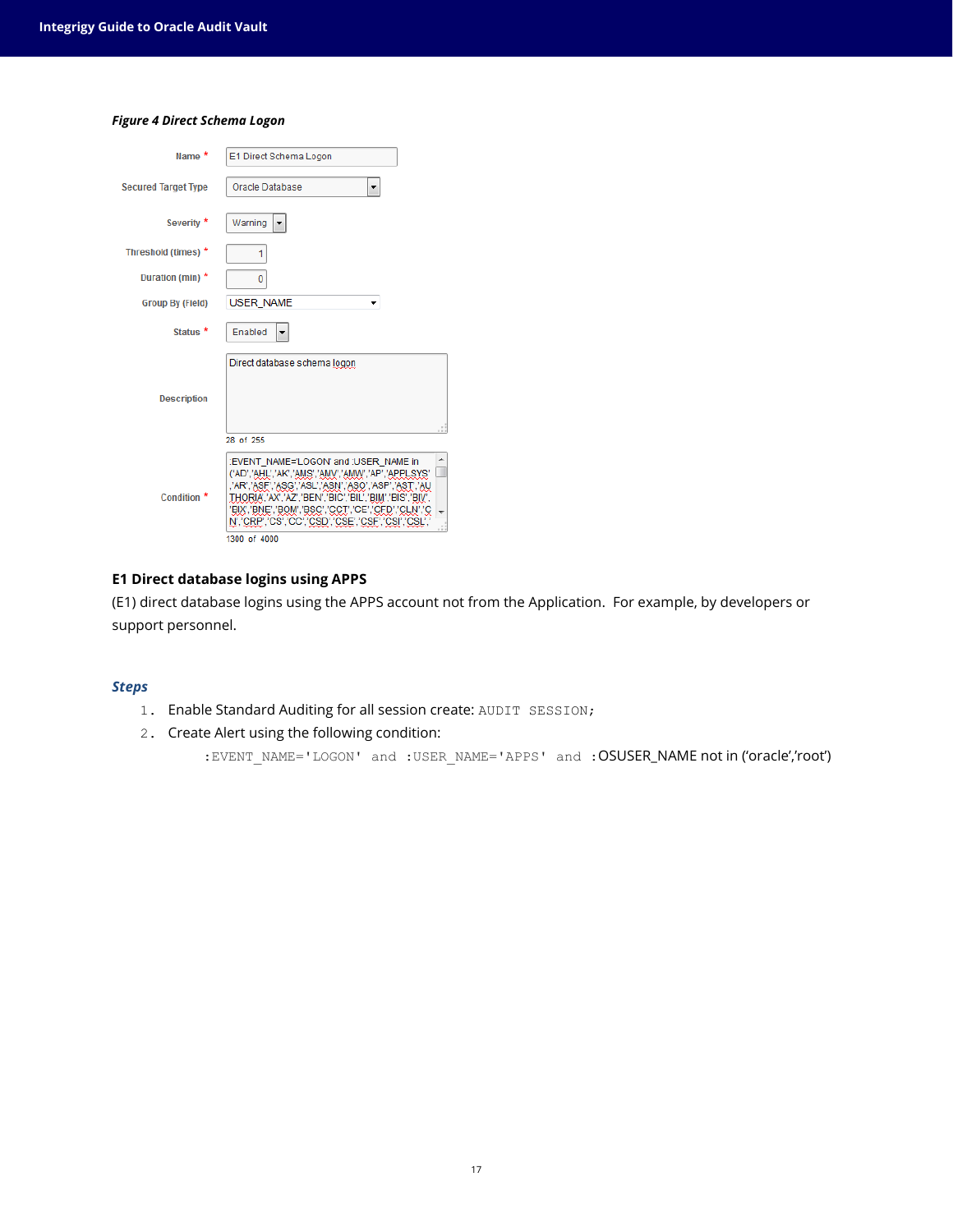*Figure 4 Direct Schema Logon*

| | |
|---|---|
| Name * | E1 Direct Schema Logon |
| Secured Target Type | Oracle Database |
| Severity * | Warning |
| Threshold (times) * | 1 |
| Duration (min) * | 0 |
| Group By (Field) | USER_NAME |
| Status * | Enabled |
| Description | Direct database schema logon |
| | 28 of 255 |
| Condition * | :EVENT_NAME='LOGON' and :USER_NAME in ('AD','AHL','AK','AMS','AMV','AMW','AP','APPLSYS','AR','ASF','ASG','ASL','ASN','ASO','ASP','AST','AUTHORIA','AX','AZ','BEN','BIC','BIL','BIM','BIS','BIV','BIX','BNE','BOM','BSC','CCT','CE','CFD','CLN','CN','CRP','CS','CC','CSD','CSE','CSF','CSI','CSL', |
| | 1300 of 4000 |

### E1 Direct database logins using APPS

(E1) direct database logins using the APPS account not from the Application. For example, by developers or support personnel.

#### *Steps*

1. Enable Standard Auditing for all session create: `AUDIT SESSION;`
2. Create Alert using the following condition:

   `:EVENT_NAME='LOGON' and :USER_NAME='APPS' and :OSUSER_NAME not in ('oracle','root')`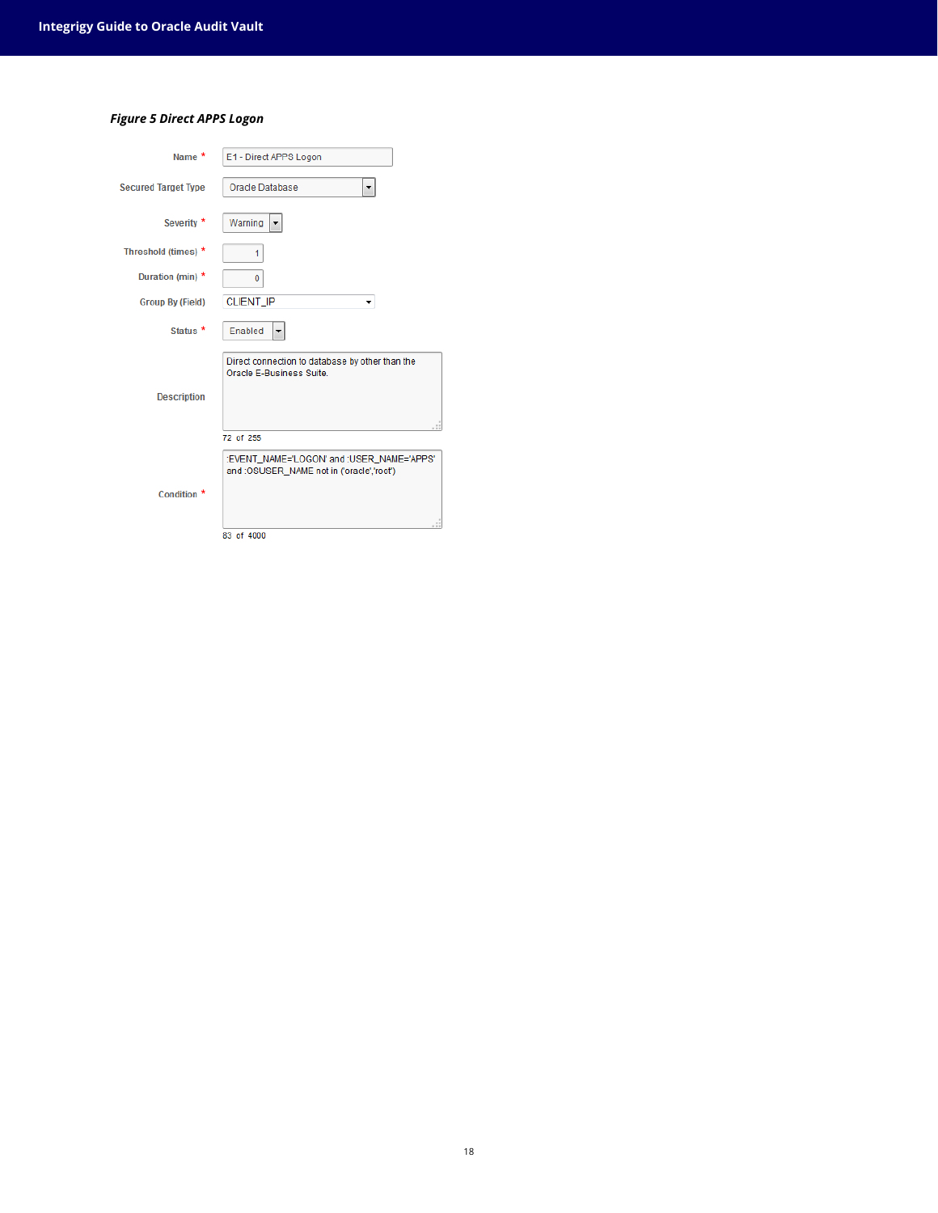***Figure 5 Direct APPS Logon***

| Field | Value |
|---|---|
| Name * | E1 - Direct APPS Logon |
| Secured Target Type | Oracle Database |
| Severity * | Warning |
| Threshold (times) * | 1 |
| Duration (min) * | 0 |
| Group By (Field) | CLIENT_IP |
| Status * | Enabled |
| Description | Direct connection to database by other than the Oracle E-Business Suite. (72 of 255) |
| Condition * | :EVENT_NAME='LOGON' and :USER_NAME='APPS' and :OSUSER_NAME not in ('oracle','root') (83 of 4000) |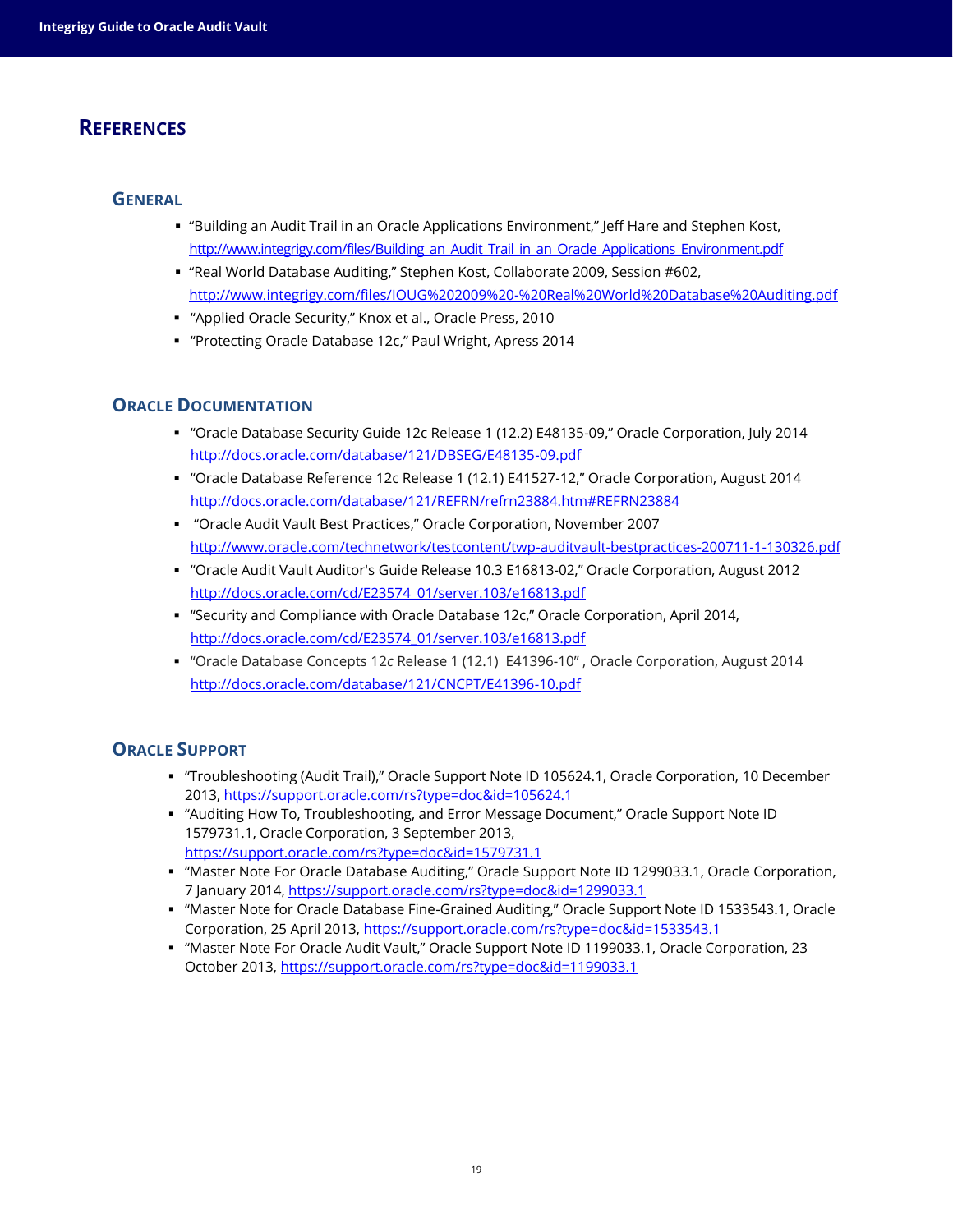# REFERENCES

## GENERAL

- "Building an Audit Trail in an Oracle Applications Environment," Jeff Hare and Stephen Kost, http://www.integrigy.com/files/Building_an_Audit_Trail_in_an_Oracle_Applications_Environment.pdf
- "Real World Database Auditing," Stephen Kost, Collaborate 2009, Session #602, http://www.integrigy.com/files/IOUG%202009%20-%20Real%20World%20Database%20Auditing.pdf
- "Applied Oracle Security," Knox et al., Oracle Press, 2010
- "Protecting Oracle Database 12c," Paul Wright, Apress 2014

## ORACLE DOCUMENTATION

- "Oracle Database Security Guide 12c Release 1 (12.2) E48135-09," Oracle Corporation, July 2014 http://docs.oracle.com/database/121/DBSEG/E48135-09.pdf
- "Oracle Database Reference 12c Release 1 (12.1) E41527-12," Oracle Corporation, August 2014 http://docs.oracle.com/database/121/REFRN/refrn23884.htm#REFRN23884
- "Oracle Audit Vault Best Practices," Oracle Corporation, November 2007 http://www.oracle.com/technetwork/testcontent/twp-auditvault-bestpractices-200711-1-130326.pdf
- "Oracle Audit Vault Auditor's Guide Release 10.3 E16813-02," Oracle Corporation, August 2012 http://docs.oracle.com/cd/E23574_01/server.103/e16813.pdf
- "Security and Compliance with Oracle Database 12c," Oracle Corporation, April 2014, http://docs.oracle.com/cd/E23574_01/server.103/e16813.pdf
- "Oracle Database Concepts 12c Release 1 (12.1) E41396-10" , Oracle Corporation, August 2014 http://docs.oracle.com/database/121/CNCPT/E41396-10.pdf

## ORACLE SUPPORT

- "Troubleshooting (Audit Trail)," Oracle Support Note ID 105624.1, Oracle Corporation, 10 December 2013, https://support.oracle.com/rs?type=doc&id=105624.1
- "Auditing How To, Troubleshooting, and Error Message Document," Oracle Support Note ID 1579731.1, Oracle Corporation, 3 September 2013, https://support.oracle.com/rs?type=doc&id=1579731.1
- "Master Note For Oracle Database Auditing," Oracle Support Note ID 1299033.1, Oracle Corporation, 7 January 2014, https://support.oracle.com/rs?type=doc&id=1299033.1
- "Master Note for Oracle Database Fine-Grained Auditing," Oracle Support Note ID 1533543.1, Oracle Corporation, 25 April 2013, https://support.oracle.com/rs?type=doc&id=1533543.1
- "Master Note For Oracle Audit Vault," Oracle Support Note ID 1199033.1, Oracle Corporation, 23 October 2013, https://support.oracle.com/rs?type=doc&id=1199033.1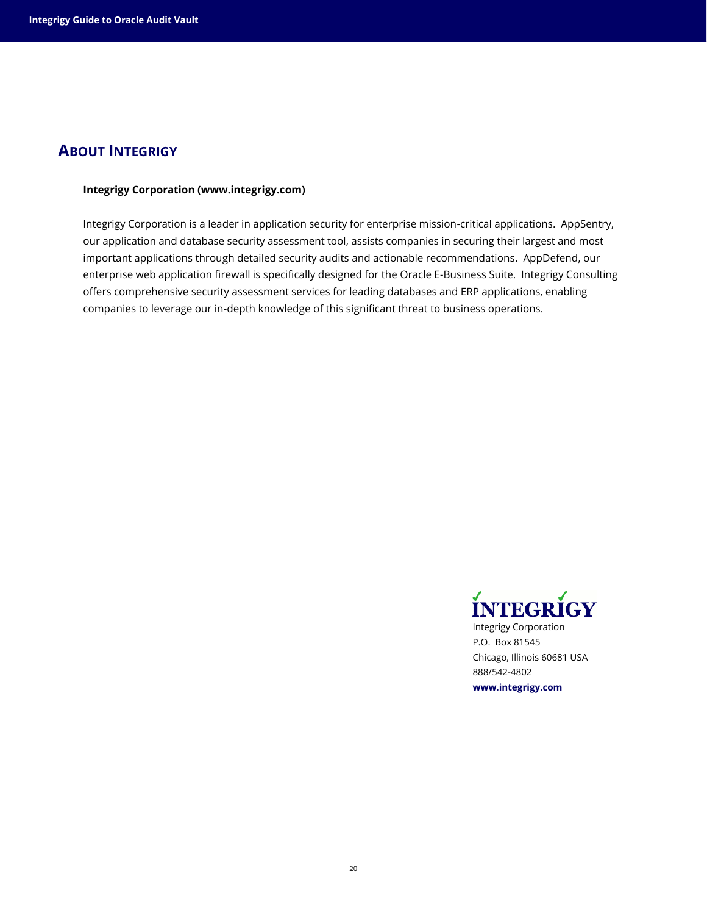## ABOUT INTEGRIGY

**Integrigy Corporation (www.integrigy.com)**

Integrigy Corporation is a leader in application security for enterprise mission-critical applications. AppSentry, our application and database security assessment tool, assists companies in securing their largest and most important applications through detailed security audits and actionable recommendations. AppDefend, our enterprise web application firewall is specifically designed for the Oracle E-Business Suite. Integrigy Consulting offers comprehensive security assessment services for leading databases and ERP applications, enabling companies to leverage our in-depth knowledge of this significant threat to business operations.

INTEGRIGY

Integrigy Corporation
P.O. Box 81545
Chicago, Illinois 60681 USA
888/542-4802
**www.integrigy.com**